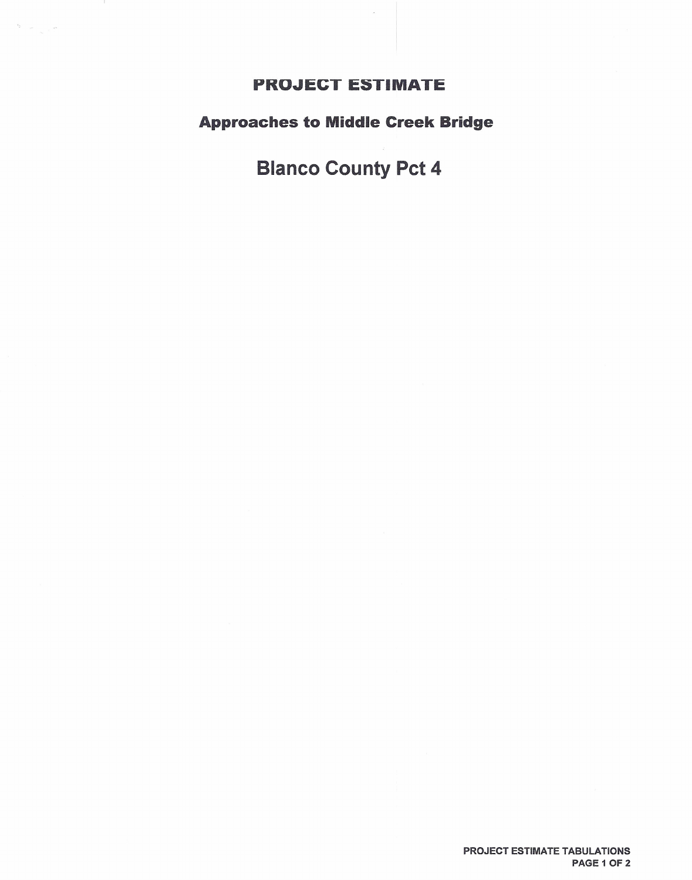# PROJECT ESTIMATE

## Approaches to Middle Creek Bridge

## Blanco County Pct 4

PROJECT ESTIMATE TABULATIONS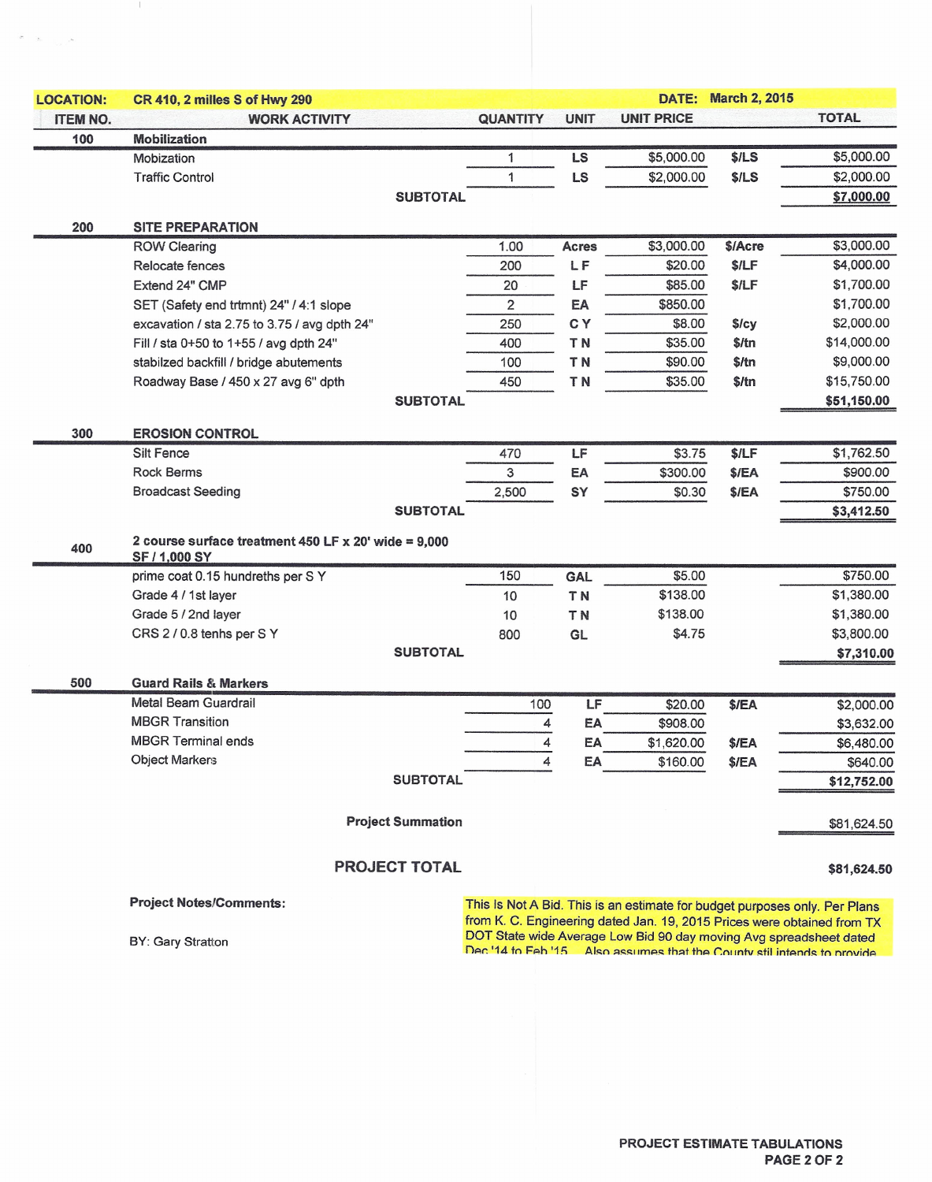| LOCATION: | CR 410, 2 milles S of Hwy 290 | | | DATE: | March 2, 2015 | |
|---|---|---|---|---|---|---|
| **ITEM NO.** | **WORK ACTIVITY** | **QUANTITY** | **UNIT** | **UNIT PRICE** | | **TOTAL** |
| **100** | **Mobilization** | | | | | |
| | Mobization | 1 | LS | $5,000.00 | $/LS | $5,000.00 |
| | Traffic Control | 1 | LS | $2,000.00 | $/LS | $2,000.00 |
| | **SUBTOTAL** | | | | | **$7,000.00** |
| **200** | **SITE PREPARATION** | | | | | |
| | ROW Clearing | 1.00 | Acres | $3,000.00 | $/Acre | $3,000.00 |
| | Relocate fences | 200 | L F | $20.00 | $/LF | $4,000.00 |
| | Extend 24" CMP | 20 | LF | $85.00 | $/LF | $1,700.00 |
| | SET (Safety end trtmnt) 24" / 4:1 slope | 2 | EA | $850.00 | | $1,700.00 |
| | excavation / sta 2.75 to 3.75 / avg dpth 24" | 250 | C Y | $8.00 | $/cy | $2,000.00 |
| | Fill / sta 0+50 to 1+55 / avg dpth 24" | 400 | T N | $35.00 | $/tn | $14,000.00 |
| | stabilzed backfill / bridge abutements | 100 | T N | $90.00 | $/tn | $9,000.00 |
| | Roadway Base / 450 x 27 avg 6" dpth | 450 | T N | $35.00 | $/tn | $15,750.00 |
| | **SUBTOTAL** | | | | | **$51,150.00** |
| **300** | **EROSION CONTROL** | | | | | |
| | Silt Fence | 470 | LF | $3.75 | $/LF | $1,762.50 |
| | Rock Berms | 3 | EA | $300.00 | $/EA | $900.00 |
| | Broadcast Seeding | 2,500 | SY | $0.30 | $/EA | $750.00 |
| | **SUBTOTAL** | | | | | **$3,412.50** |
| **400** | **2 course surface treatment 450 LF x 20' wide = 9,000 SF / 1,000 SY** | | | | | |
| | prime coat 0.15 hundreths per S Y | 150 | GAL | $5.00 | | $750.00 |
| | Grade 4 / 1st layer | 10 | T N | $138.00 | | $1,380.00 |
| | Grade 5 / 2nd layer | 10 | T N | $138.00 | | $1,380.00 |
| | CRS 2 / 0.8 tenhs per S Y | 800 | GL | $4.75 | | $3,800.00 |
| | **SUBTOTAL** | | | | | **$7,310.00** |
| **500** | **Guard Rails & Markers** | | | | | |
| | Metal Beam Guardrail | 100 | LF | $20.00 | $/EA | $2,000.00 |
| | MBGR Transition | 4 | EA | $908.00 | | $3,632.00 |
| | MBGR Terminal ends | 4 | EA | $1,620.00 | $/EA | $6,480.00 |
| | Object Markers | 4 | EA | $160.00 | $/EA | $640.00 |
| | **SUBTOTAL** | | | | | **$12,752.00** |
| | **Project Summation** | | | | | $81,624.50 |
| | **PROJECT TOTAL** | | | | | **$81,624.50** |

**Project Notes/Comments:**

This Is Not A Bid. This is an estimate for budget purposes only. Per Plans from K. C. Engineering dated Jan. 19, 2015 Prices were obtained from TX DOT State wide Average Low Bid 90 day moving Avg spreadsheet dated Dec '14 to Feb '15. Also assumes that the County stil intends to provide

BY: Gary Stratton

PROJECT ESTIMATE TABULATIONS